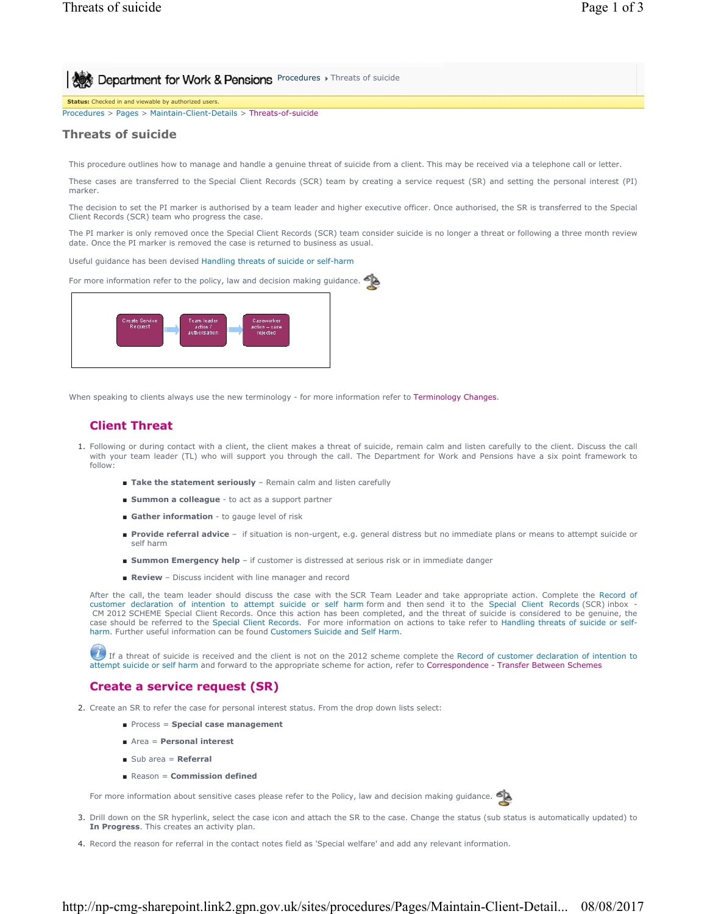Department for Work & Pensions Procedures › Threats of suicide

**Status:** Checked in and viewable by authorized users.

Procedures > Pages > Maintain-Client-Details > Threats-of-suicide

# Threats of suicide

This procedure outlines how to manage and handle a genuine threat of suicide from a client. This may be received via a telephone call or letter.

These cases are transferred to the Special Client Records (SCR) team by creating a service request (SR) and setting the personal interest (PI) marker.

The decision to set the PI marker is authorised by a team leader and higher executive officer. Once authorised, the SR is transferred to the Special Client Records (SCR) team who progress the case.

The PI marker is only removed once the Special Client Records (SCR) team consider suicide is no longer a threat or following a three month review date. Once the PI marker is removed the case is returned to business as usual.

Useful guidance has been devised Handling threats of suicide or self-harm

For more information refer to the policy, law and decision making guidance.

Create Service Request → Team leader action / authorisation → Caseworker action – case rejected

When speaking to clients always use the new terminology - for more information refer to Terminology Changes.

## Client Threat

1. Following or during contact with a client, the client makes a threat of suicide, remain calm and listen carefully to the client. Discuss the call with your team leader (TL) who will support you through the call. The Department for Work and Pensions have a six point framework to follow:

   - **Take the statement seriously** – Remain calm and listen carefully
   - **Summon a colleague** - to act as a support partner
   - **Gather information** - to gauge level of risk
   - **Provide referral advice** – if situation is non-urgent, e.g. general distress but no immediate plans or means to attempt suicide or self harm
   - **Summon Emergency help** – if customer is distressed at serious risk or in immediate danger
   - **Review** – Discuss incident with line manager and record

   After the call, the team leader should discuss the case with the SCR Team Leader and take appropriate action. Complete the Record of customer declaration of intention to attempt suicide or self harm form and then send it to the Special Client Records (SCR) inbox - CM 2012 SCHEME Special Client Records. Once this action has been completed, and the threat of suicide is considered to be genuine, the case should be referred to the Special Client Records. For more information on actions to take refer to Handling threats of suicide or self-harm. Further useful information can be found Customers Suicide and Self Harm.

   If a threat of suicide is received and the client is not on the 2012 scheme complete the Record of customer declaration of intention to attempt suicide or self harm and forward to the appropriate scheme for action, refer to Correspondence - Transfer Between Schemes

## Create a service request (SR)

2. Create an SR to refer the case for personal interest status. From the drop down lists select:

   - Process = **Special case management**
   - Area = **Personal interest**
   - Sub area = **Referral**
   - Reason = **Commission defined**

   For more information about sensitive cases please refer to the Policy, law and decision making guidance.

3. Drill down on the SR hyperlink, select the case icon and attach the SR to the case. Change the status (sub status is automatically updated) to **In Progress**. This creates an activity plan.

4. Record the reason for referral in the contact notes field as 'Special welfare' and add any relevant information.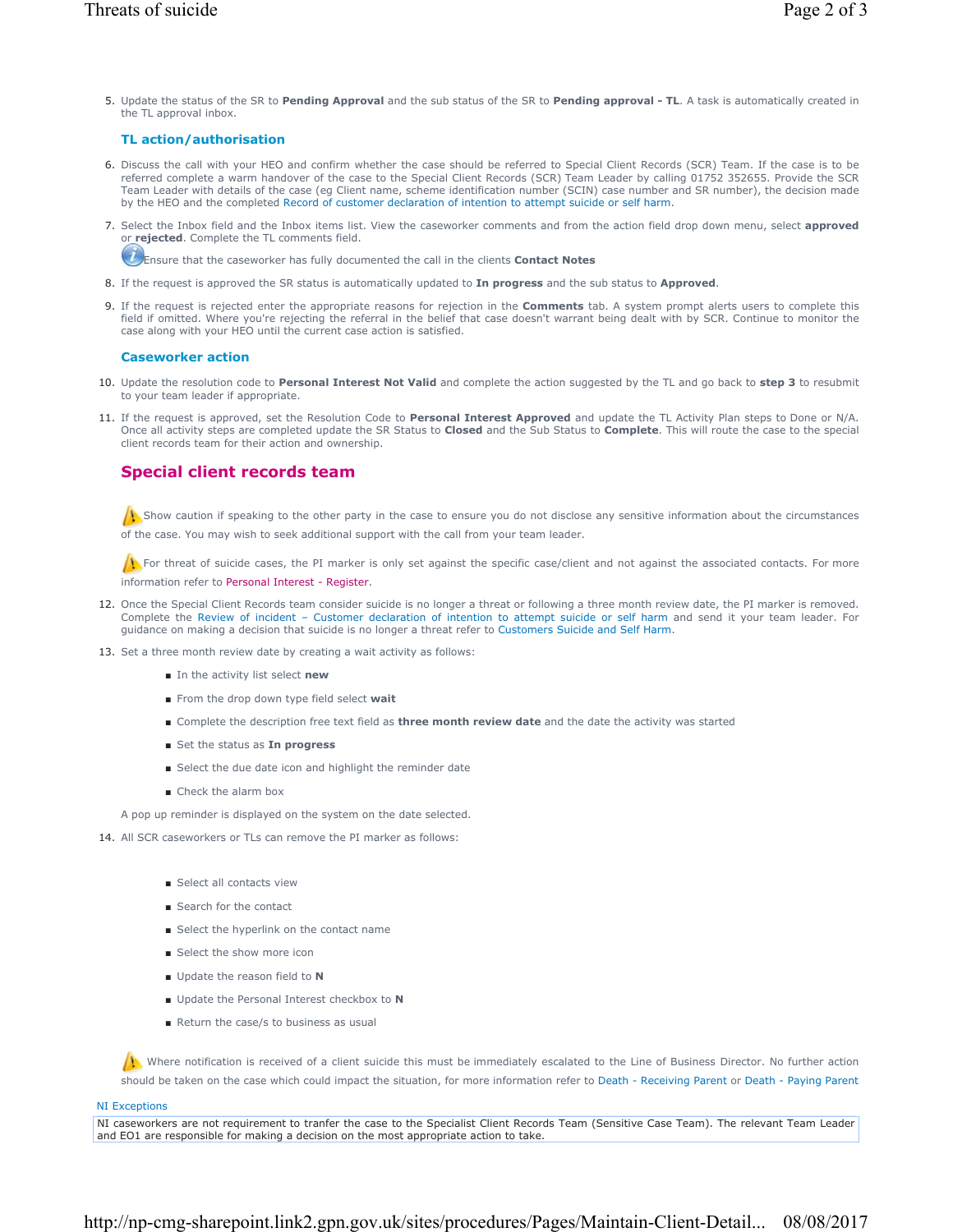5. Update the status of the SR to **Pending Approval** and the sub status of the SR to **Pending approval - TL**. A task is automatically created in the TL approval inbox.

### TL action/authorisation

6. Discuss the call with your HEO and confirm whether the case should be referred to Special Client Records (SCR) Team. If the case is to be referred complete a warm handover of the case to the Special Client Records (SCR) Team Leader by calling 01752 352655. Provide the SCR Team Leader with details of the case (eg Client name, scheme identification number (SCIN) case number and SR number), the decision made by the HEO and the completed Record of customer declaration of intention to attempt suicide or self harm.

7. Select the Inbox field and the Inbox items list. View the caseworker comments and from the action field drop down menu, select **approved** or **rejected**. Complete the TL comments field.

   Ensure that the caseworker has fully documented the call in the clients **Contact Notes**

8. If the request is approved the SR status is automatically updated to **In progress** and the sub status to **Approved**.

9. If the request is rejected enter the appropriate reasons for rejection in the **Comments** tab. A system prompt alerts users to complete this field if omitted. Where you're rejecting the referral in the belief that case doesn't warrant being dealt with by SCR. Continue to monitor the case along with your HEO until the current case action is satisfied.

### Caseworker action

10. Update the resolution code to **Personal Interest Not Valid** and complete the action suggested by the TL and go back to **step 3** to resubmit to your team leader if appropriate.

11. If the request is approved, set the Resolution Code to **Personal Interest Approved** and update the TL Activity Plan steps to Done or N/A. Once all activity steps are completed update the SR Status to **Closed** and the Sub Status to **Complete**. This will route the case to the special client records team for their action and ownership.

## Special client records team

Show caution if speaking to the other party in the case to ensure you do not disclose any sensitive information about the circumstances of the case. You may wish to seek additional support with the call from your team leader.

For threat of suicide cases, the PI marker is only set against the specific case/client and not against the associated contacts. For more information refer to Personal Interest - Register.

12. Once the Special Client Records team consider suicide is no longer a threat or following a three month review date, the PI marker is removed. Complete the Review of incident – Customer declaration of intention to attempt suicide or self harm and send it your team leader. For guidance on making a decision that suicide is no longer a threat refer to Customers Suicide and Self Harm.

13. Set a three month review date by creating a wait activity as follows:

    - In the activity list select **new**
    - From the drop down type field select **wait**
    - Complete the description free text field as **three month review date** and the date the activity was started
    - Set the status as **In progress**
    - Select the due date icon and highlight the reminder date
    - Check the alarm box

    A pop up reminder is displayed on the system on the date selected.

14. All SCR caseworkers or TLs can remove the PI marker as follows:

    - Select all contacts view
    - Search for the contact
    - Select the hyperlink on the contact name
    - Select the show more icon
    - Update the reason field to **N**
    - Update the Personal Interest checkbox to **N**
    - Return the case/s to business as usual

Where notification is received of a client suicide this must be immediately escalated to the Line of Business Director. No further action should be taken on the case which could impact the situation, for more information refer to Death - Receiving Parent or Death - Paying Parent

NI Exceptions

NI caseworkers are not requirement to tranfer the case to the Specialist Client Records Team (Sensitive Case Team). The relevant Team Leader and EO1 are responsible for making a decision on the most appropriate action to take.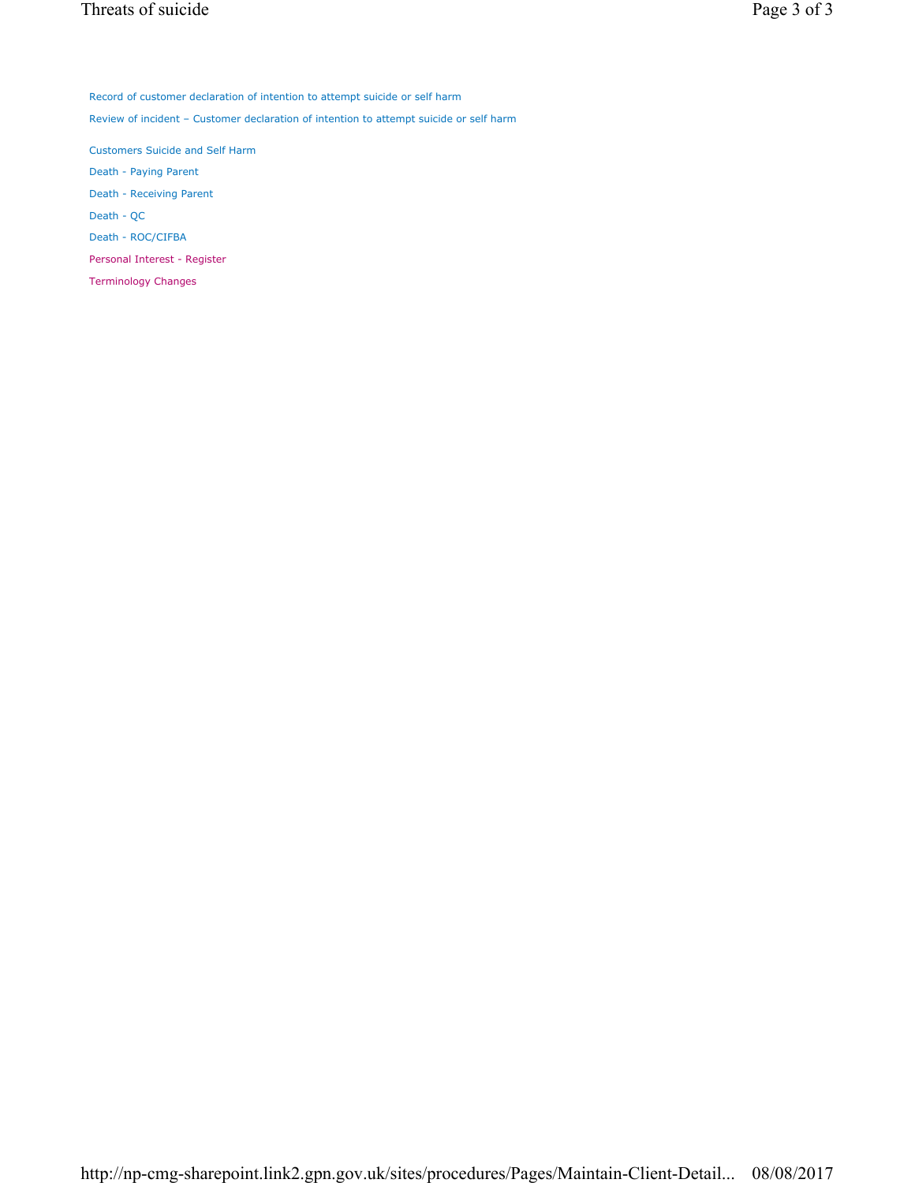Record of customer declaration of intention to attempt suicide or self harm

Review of incident – Customer declaration of intention to attempt suicide or self harm

Customers Suicide and Self Harm

Death - Paying Parent

Death - Receiving Parent

Death - QC

Death - ROC/CIFBA

Personal Interest - Register

Terminology Changes